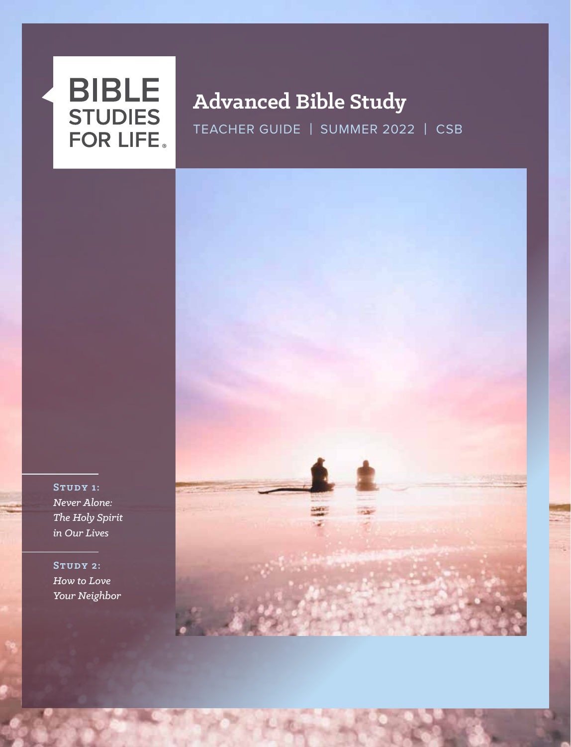BIBLE STUDIES FOR LIFE®

# Advanced Bible Study

TEACHER GUIDE | SUMMER 2022 | CSB

**STUDY 1:**
*Never Alone: The Holy Spirit in Our Lives*

**STUDY 2:**
*How to Love Your Neighbor*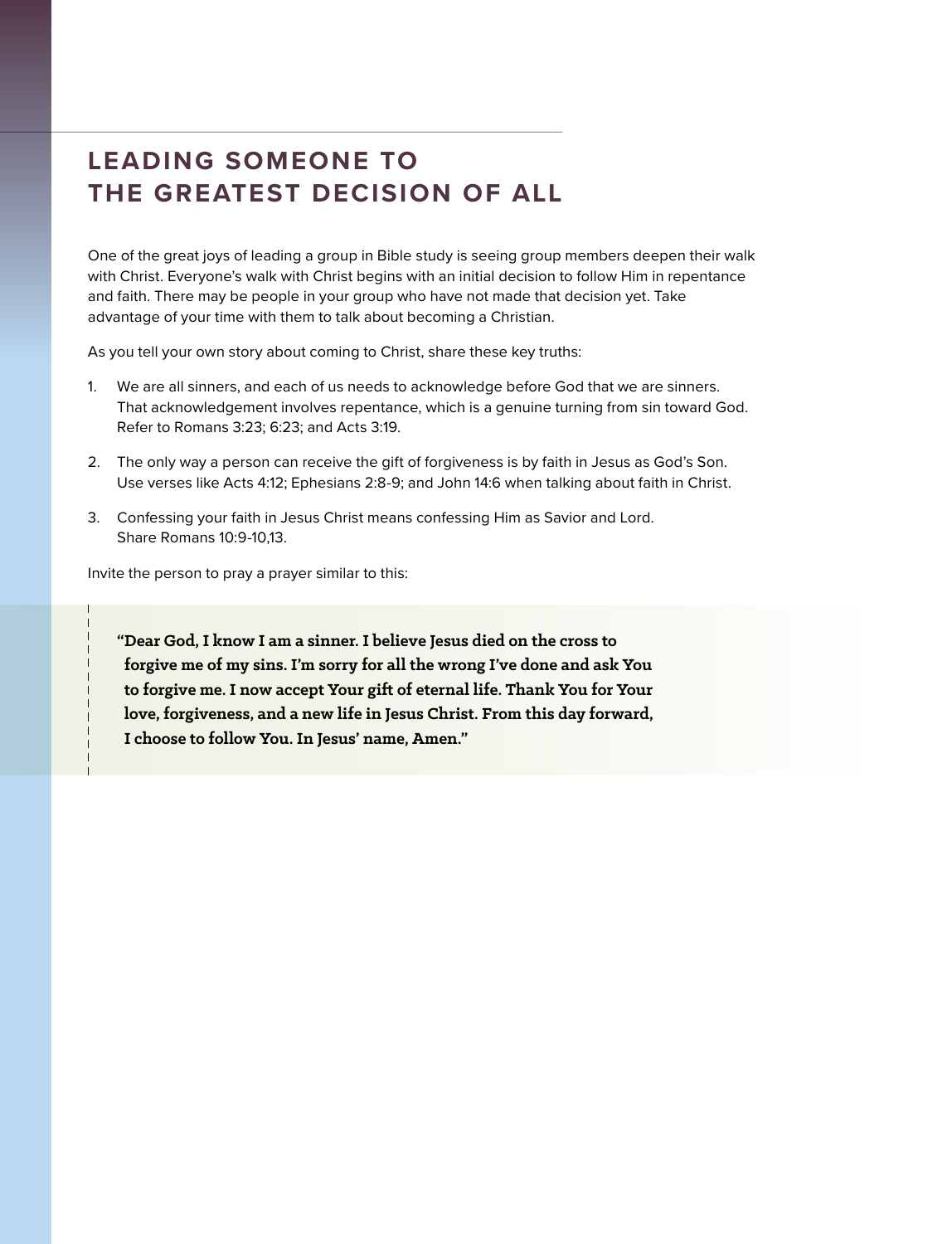# LEADING SOMEONE TO THE GREATEST DECISION OF ALL

One of the great joys of leading a group in Bible study is seeing group members deepen their walk with Christ. Everyone's walk with Christ begins with an initial decision to follow Him in repentance and faith. There may be people in your group who have not made that decision yet. Take advantage of your time with them to talk about becoming a Christian.

As you tell your own story about coming to Christ, share these key truths:

1. We are all sinners, and each of us needs to acknowledge before God that we are sinners. That acknowledgement involves repentance, which is a genuine turning from sin toward God. Refer to Romans 3:23; 6:23; and Acts 3:19.
2. The only way a person can receive the gift of forgiveness is by faith in Jesus as God's Son. Use verses like Acts 4:12; Ephesians 2:8-9; and John 14:6 when talking about faith in Christ.
3. Confessing your faith in Jesus Christ means confessing Him as Savior and Lord. Share Romans 10:9-10,13.

Invite the person to pray a prayer similar to this:

> **"Dear God, I know I am a sinner. I believe Jesus died on the cross to forgive me of my sins. I'm sorry for all the wrong I've done and ask You to forgive me. I now accept Your gift of eternal life. Thank You for Your love, forgiveness, and a new life in Jesus Christ. From this day forward, I choose to follow You. In Jesus' name, Amen."**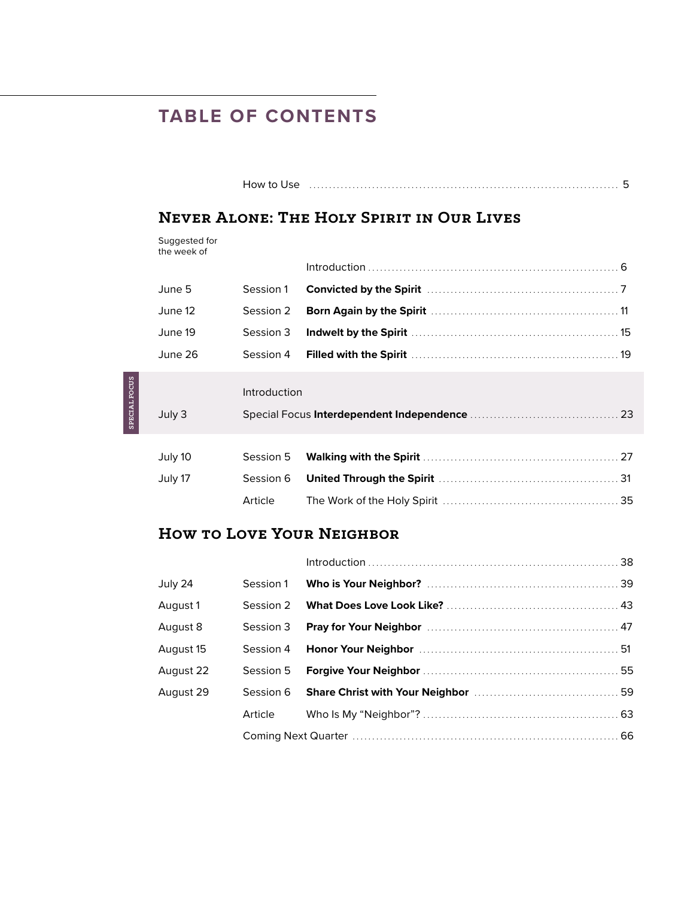# TABLE OF CONTENTS

How to Use ........ 5

## Never Alone: The Holy Spirit in Our Lives

| Suggested for the week of | | | |
|---|---|---|---|
| | | Introduction | 6 |
| June 5 | Session 1 | **Convicted by the Spirit** | 7 |
| June 12 | Session 2 | **Born Again by the Spirit** | 11 |
| June 19 | Session 3 | **Indwelt by the Spirit** | 15 |
| June 26 | Session 4 | **Filled with the Spirit** | 19 |

SPECIAL FOCUS

| | | | |
|---|---|---|---|
| | Introduction | | |
| July 3 | Special Focus | **Interdependent Independence** | 23 |

| | | | |
|---|---|---|---|
| July 10 | Session 5 | **Walking with the Spirit** | 27 |
| July 17 | Session 6 | **United Through the Spirit** | 31 |
| | Article | The Work of the Holy Spirit | 35 |

## How to Love Your Neighbor

| | | | |
|---|---|---|---|
| | | Introduction | 38 |
| July 24 | Session 1 | **Who is Your Neighbor?** | 39 |
| August 1 | Session 2 | **What Does Love Look Like?** | 43 |
| August 8 | Session 3 | **Pray for Your Neighbor** | 47 |
| August 15 | Session 4 | **Honor Your Neighbor** | 51 |
| August 22 | Session 5 | **Forgive Your Neighbor** | 55 |
| August 29 | Session 6 | **Share Christ with Your Neighbor** | 59 |
| | Article | Who Is My "Neighbor"? | 63 |

Coming Next Quarter ........ 66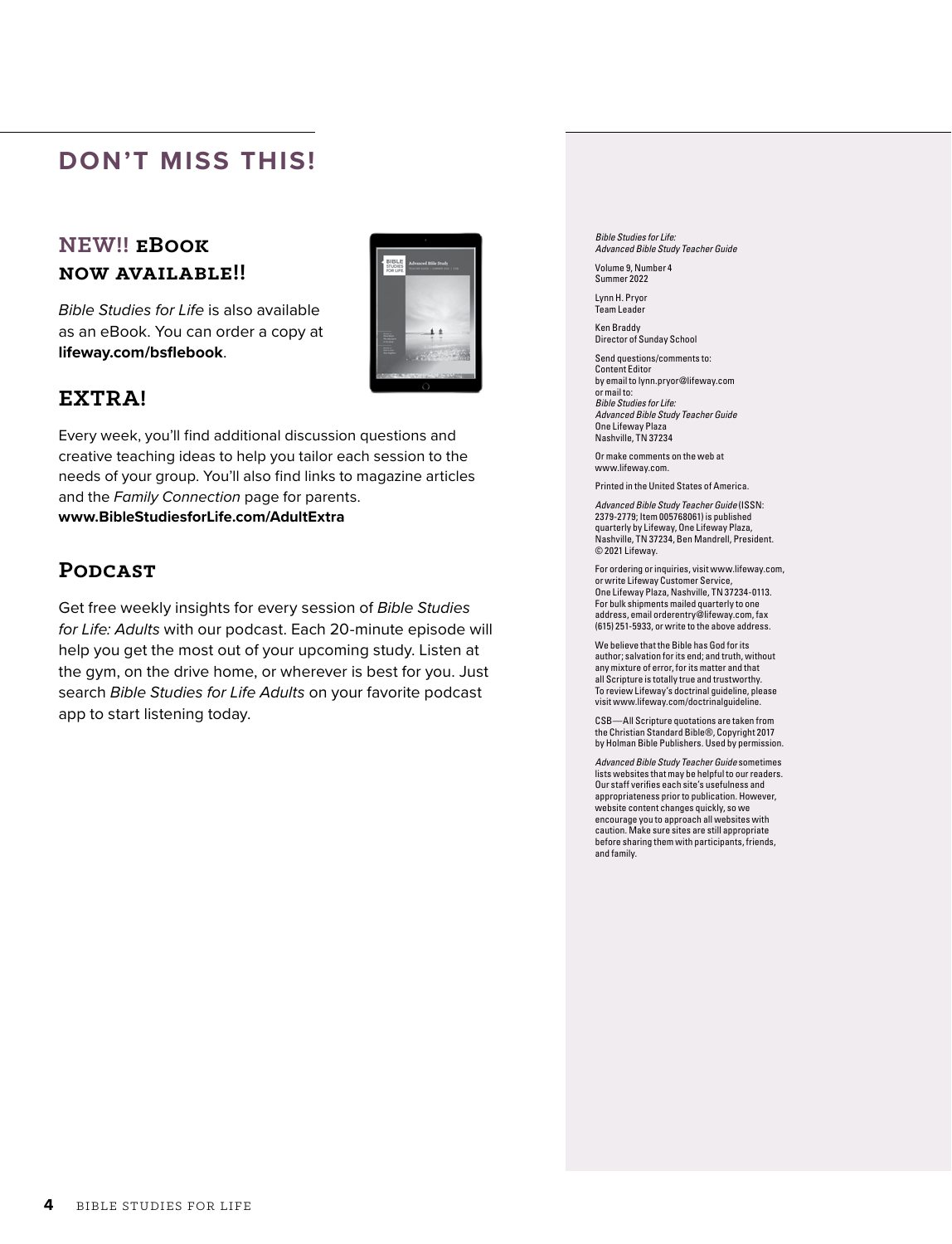# DON'T MISS THIS!

## NEW!! eBook now available!!

*Bible Studies for Life* is also available as an eBook. You can order a copy at **lifeway.com/bsflebook**.

## EXTRA!

Every week, you'll find additional discussion questions and creative teaching ideas to help you tailor each session to the needs of your group. You'll also find links to magazine articles and the *Family Connection* page for parents.
**www.BibleStudiesforLife.com/AdultExtra**

## Podcast

Get free weekly insights for every session of *Bible Studies for Life: Adults* with our podcast. Each 20-minute episode will help you get the most out of your upcoming study. Listen at the gym, on the drive home, or wherever is best for you. Just search *Bible Studies for Life Adults* on your favorite podcast app to start listening today.

---

*Bible Studies for Life:*
*Advanced Bible Study Teacher Guide*

Volume 9, Number 4
Summer 2022

Lynn H. Pryor
Team Leader

Ken Braddy
Director of Sunday School

Send questions/comments to:
Content Editor
by email to lynn.pryor@lifeway.com
or mail to:
*Bible Studies for Life:*
*Advanced Bible Study Teacher Guide*
One Lifeway Plaza
Nashville, TN 37234

Or make comments on the web at
www.lifeway.com.

Printed in the United States of America.

*Advanced Bible Study Teacher Guide* (ISSN: 2379-2779; Item 005768061) is published quarterly by Lifeway, One Lifeway Plaza, Nashville, TN 37234, Ben Mandrell, President. © 2021 Lifeway.

For ordering or inquiries, visit www.lifeway.com, or write Lifeway Customer Service, One Lifeway Plaza, Nashville, TN 37234-0113. For bulk shipments mailed quarterly to one address, email orderentry@lifeway.com, fax (615) 251-5933, or write to the above address.

We believe that the Bible has God for its author; salvation for its end; and truth, without any mixture of error, for its matter and that all Scripture is totally true and trustworthy. To review Lifeway's doctrinal guideline, please visit www.lifeway.com/doctrinalguideline.

CSB—All Scripture quotations are taken from the Christian Standard Bible®, Copyright 2017 by Holman Bible Publishers. Used by permission.

*Advanced Bible Study Teacher Guide* sometimes lists websites that may be helpful to our readers. Our staff verifies each site's usefulness and appropriateness prior to publication. However, website content changes quickly, so we encourage you to approach all websites with caution. Make sure sites are still appropriate before sharing them with participants, friends, and family.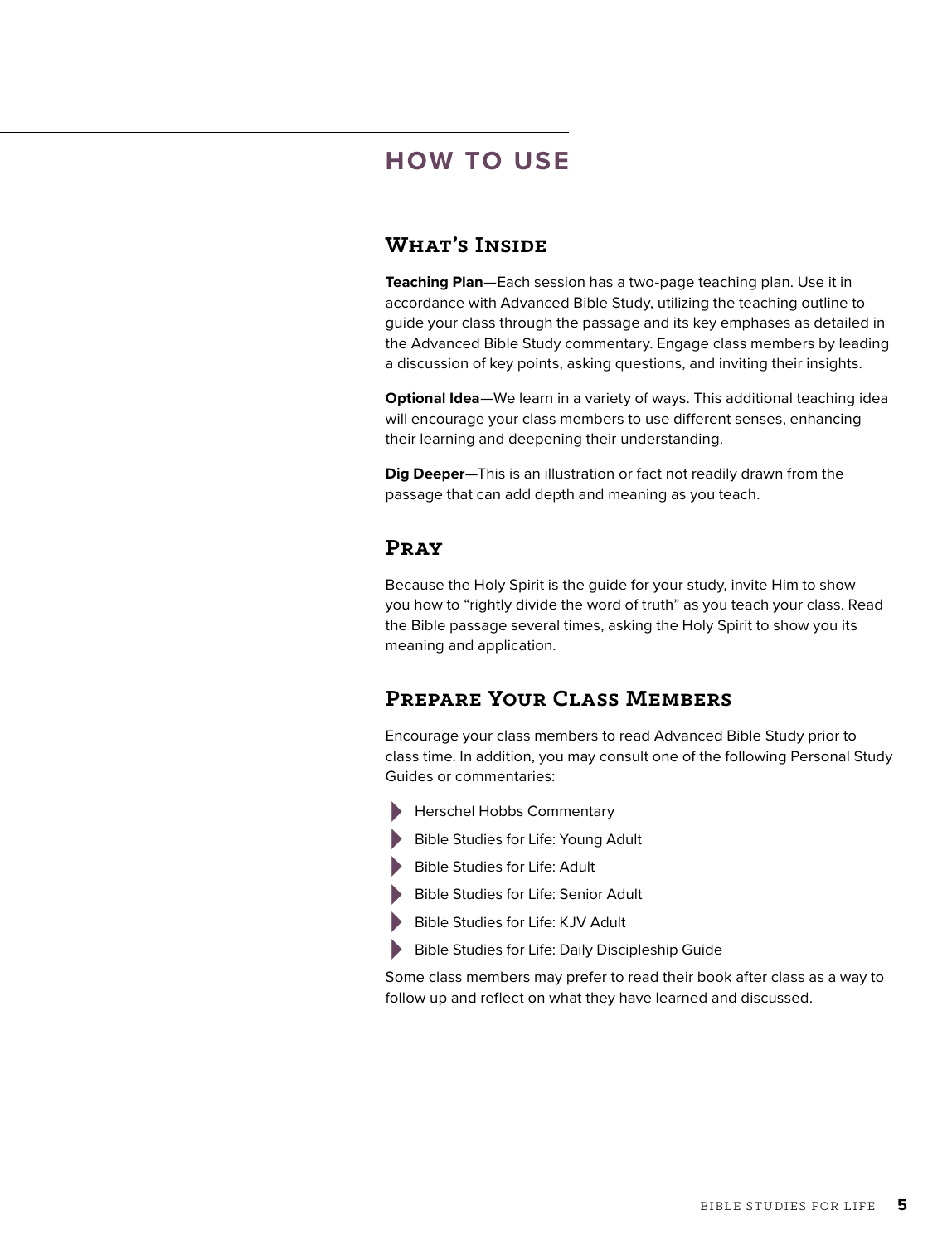# HOW TO USE

## What's Inside

**Teaching Plan**—Each session has a two-page teaching plan. Use it in accordance with Advanced Bible Study, utilizing the teaching outline to guide your class through the passage and its key emphases as detailed in the Advanced Bible Study commentary. Engage class members by leading a discussion of key points, asking questions, and inviting their insights.

**Optional Idea**—We learn in a variety of ways. This additional teaching idea will encourage your class members to use different senses, enhancing their learning and deepening their understanding.

**Dig Deeper**—This is an illustration or fact not readily drawn from the passage that can add depth and meaning as you teach.

## Pray

Because the Holy Spirit is the guide for your study, invite Him to show you how to "rightly divide the word of truth" as you teach your class. Read the Bible passage several times, asking the Holy Spirit to show you its meaning and application.

## Prepare Your Class Members

Encourage your class members to read Advanced Bible Study prior to class time. In addition, you may consult one of the following Personal Study Guides or commentaries:

- Herschel Hobbs Commentary
- Bible Studies for Life: Young Adult
- Bible Studies for Life: Adult
- Bible Studies for Life: Senior Adult
- Bible Studies for Life: KJV Adult
- Bible Studies for Life: Daily Discipleship Guide

Some class members may prefer to read their book after class as a way to follow up and reflect on what they have learned and discussed.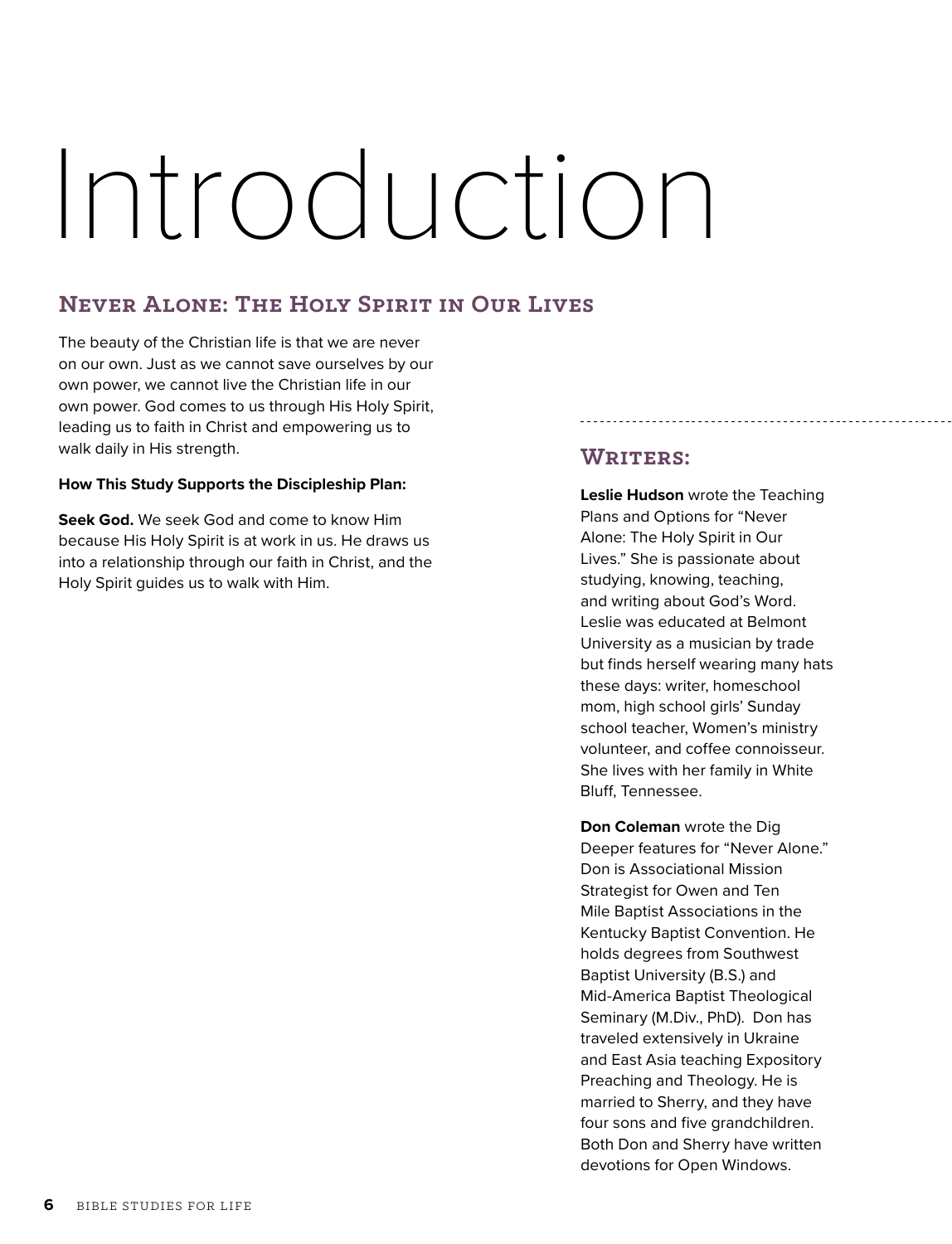# Introduction

## Never Alone: The Holy Spirit in Our Lives

The beauty of the Christian life is that we are never on our own. Just as we cannot save ourselves by our own power, we cannot live the Christian life in our own power. God comes to us through His Holy Spirit, leading us to faith in Christ and empowering us to walk daily in His strength.

**How This Study Supports the Discipleship Plan:**

**Seek God.** We seek God and come to know Him because His Holy Spirit is at work in us. He draws us into a relationship through our faith in Christ, and the Holy Spirit guides us to walk with Him.

## Writers:

**Leslie Hudson** wrote the Teaching Plans and Options for "Never Alone: The Holy Spirit in Our Lives." She is passionate about studying, knowing, teaching, and writing about God's Word. Leslie was educated at Belmont University as a musician by trade but finds herself wearing many hats these days: writer, homeschool mom, high school girls' Sunday school teacher, Women's ministry volunteer, and coffee connoisseur. She lives with her family in White Bluff, Tennessee.

**Don Coleman** wrote the Dig Deeper features for "Never Alone." Don is Associational Mission Strategist for Owen and Ten Mile Baptist Associations in the Kentucky Baptist Convention. He holds degrees from Southwest Baptist University (B.S.) and Mid-America Baptist Theological Seminary (M.Div., PhD). Don has traveled extensively in Ukraine and East Asia teaching Expository Preaching and Theology. He is married to Sherry, and they have four sons and five grandchildren. Both Don and Sherry have written devotions for Open Windows.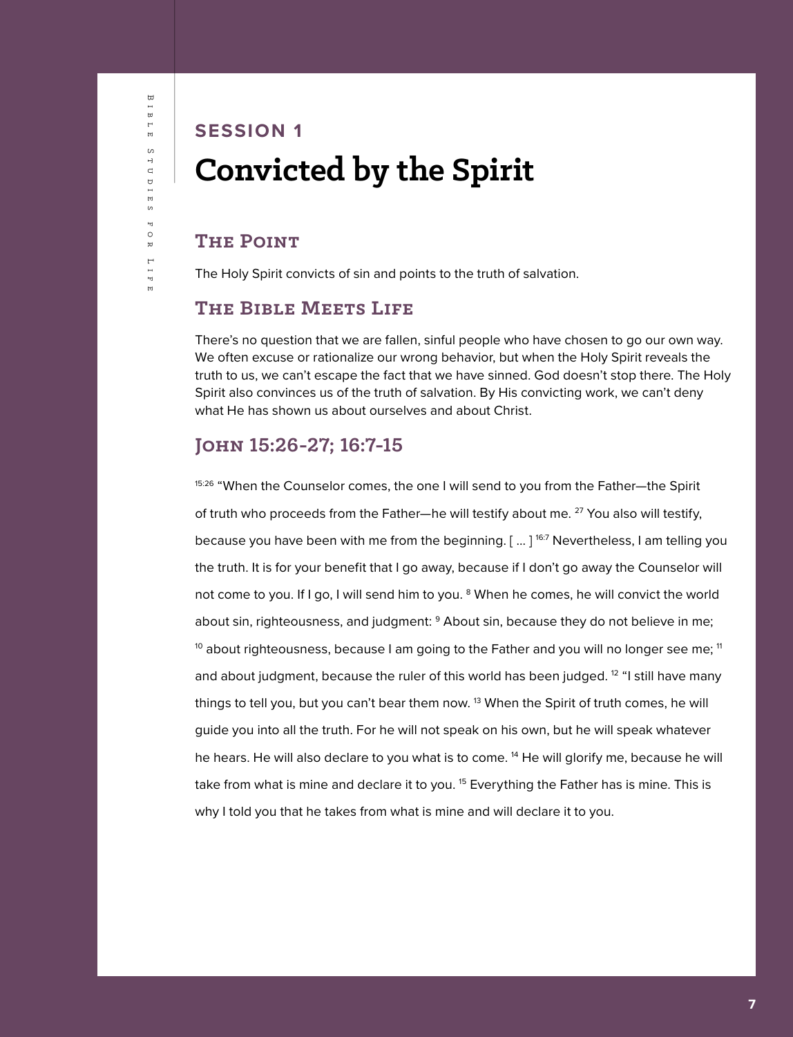## SESSION 1

# Convicted by the Spirit

### The Point

The Holy Spirit convicts of sin and points to the truth of salvation.

### The Bible Meets Life

There's no question that we are fallen, sinful people who have chosen to go our own way. We often excuse or rationalize our wrong behavior, but when the Holy Spirit reveals the truth to us, we can't escape the fact that we have sinned. God doesn't stop there. The Holy Spirit also convinces us of the truth of salvation. By His convicting work, we can't deny what He has shown us about ourselves and about Christ.

### John 15:26-27; 16:7-15

[15:26] "When the Counselor comes, the one I will send to you from the Father—the Spirit of truth who proceeds from the Father—he will testify about me. [27] You also will testify, because you have been with me from the beginning. [ ... ] [16:7] Nevertheless, I am telling you the truth. It is for your benefit that I go away, because if I don't go away the Counselor will not come to you. If I go, I will send him to you. [8] When he comes, he will convict the world about sin, righteousness, and judgment: [9] About sin, because they do not believe in me; [10] about righteousness, because I am going to the Father and you will no longer see me; [11] and about judgment, because the ruler of this world has been judged. [12] "I still have many things to tell you, but you can't bear them now. [13] When the Spirit of truth comes, he will guide you into all the truth. For he will not speak on his own, but he will speak whatever he hears. He will also declare to you what is to come. [14] He will glorify me, because he will take from what is mine and declare it to you. [15] Everything the Father has is mine. This is why I told you that he takes from what is mine and will declare it to you.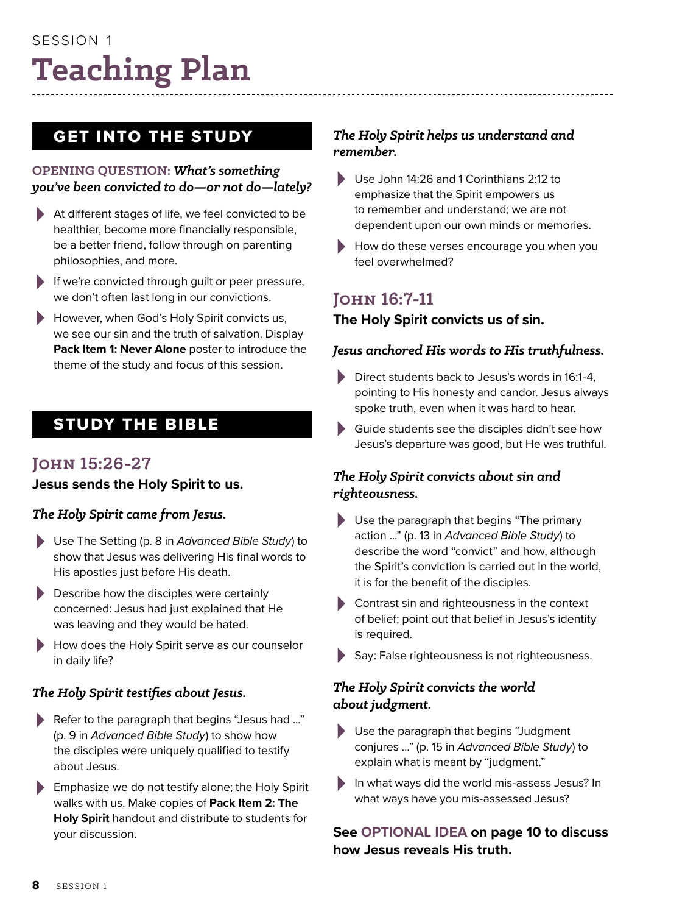SESSION 1

# Teaching Plan

## GET INTO THE STUDY

**OPENING QUESTION:** ***What's something you've been convicted to do—or not do—lately?***

- At different stages of life, we feel convicted to be healthier, become more financially responsible, be a better friend, follow through on parenting philosophies, and more.
- If we're convicted through guilt or peer pressure, we don't often last long in our convictions.
- However, when God's Holy Spirit convicts us, we see our sin and the truth of salvation. Display **Pack Item 1: Never Alone** poster to introduce the theme of the study and focus of this session.

## STUDY THE BIBLE

### John 15:26-27

**Jesus sends the Holy Spirit to us.**

***The Holy Spirit came from Jesus.***

- Use The Setting (p. 8 in *Advanced Bible Study*) to show that Jesus was delivering His final words to His apostles just before His death.
- Describe how the disciples were certainly concerned: Jesus had just explained that He was leaving and they would be hated.
- How does the Holy Spirit serve as our counselor in daily life?

***The Holy Spirit testifies about Jesus.***

- Refer to the paragraph that begins "Jesus had …" (p. 9 in *Advanced Bible Study*) to show how the disciples were uniquely qualified to testify about Jesus.
- Emphasize we do not testify alone; the Holy Spirit walks with us. Make copies of **Pack Item 2: The Holy Spirit** handout and distribute to students for your discussion.

***The Holy Spirit helps us understand and remember.***

- Use John 14:26 and 1 Corinthians 2:12 to emphasize that the Spirit empowers us to remember and understand; we are not dependent upon our own minds or memories.
- How do these verses encourage you when you feel overwhelmed?

### John 16:7-11

**The Holy Spirit convicts us of sin.**

***Jesus anchored His words to His truthfulness.***

- Direct students back to Jesus's words in 16:1-4, pointing to His honesty and candor. Jesus always spoke truth, even when it was hard to hear.
- Guide students see the disciples didn't see how Jesus's departure was good, but He was truthful.

***The Holy Spirit convicts about sin and righteousness.***

- Use the paragraph that begins "The primary action …" (p. 13 in *Advanced Bible Study*) to describe the word "convict" and how, although the Spirit's conviction is carried out in the world, it is for the benefit of the disciples.
- Contrast sin and righteousness in the context of belief; point out that belief in Jesus's identity is required.
- Say: False righteousness is not righteousness.

***The Holy Spirit convicts the world about judgment.***

- Use the paragraph that begins "Judgment conjures …" (p. 15 in *Advanced Bible Study*) to explain what is meant by "judgment."
- In what ways did the world mis-assess Jesus? In what ways have you mis-assessed Jesus?

**See OPTIONAL IDEA on page 10 to discuss how Jesus reveals His truth.**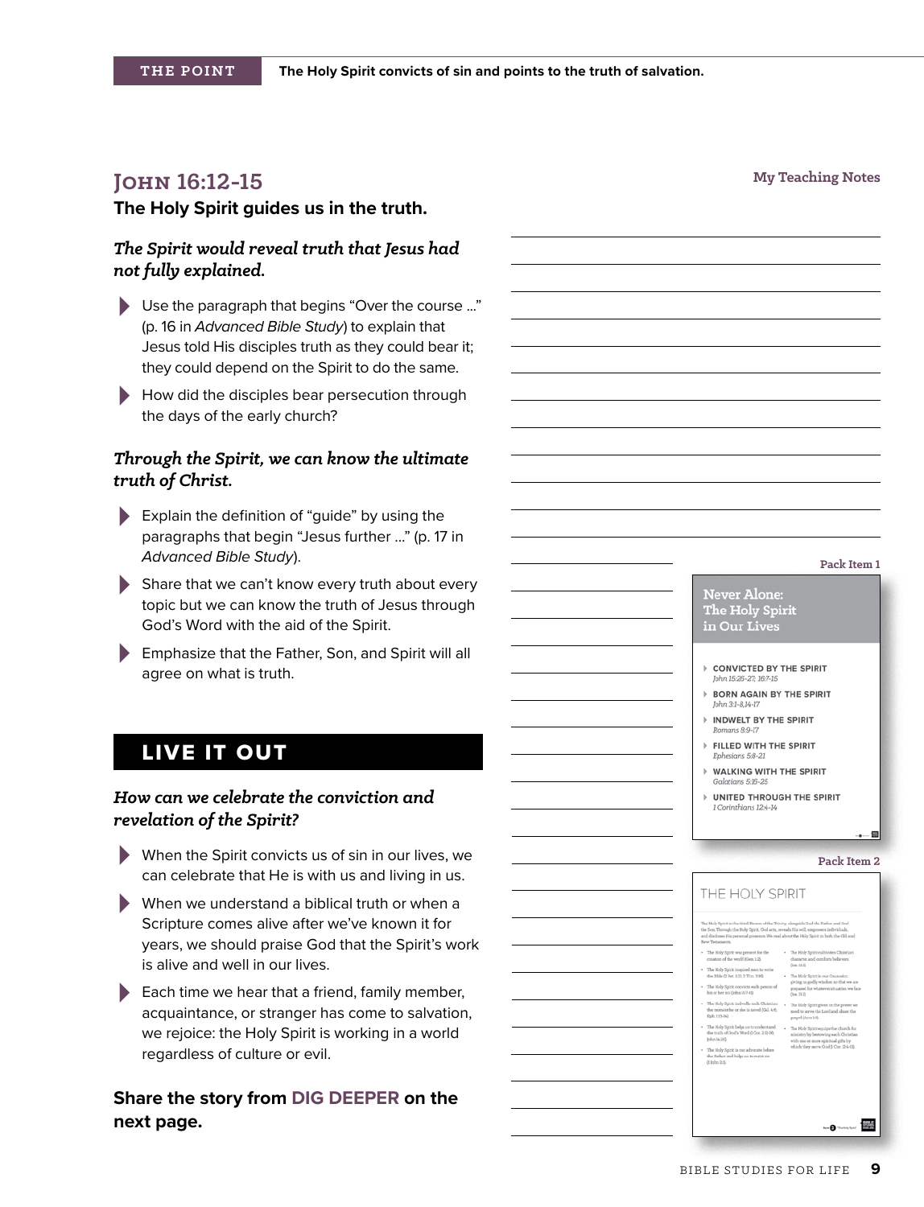**THE POINT** The Holy Spirit convicts of sin and points to the truth of salvation.

## John 16:12-15

**The Holy Spirit guides us in the truth.**

***The Spirit would reveal truth that Jesus had not fully explained.***

- Use the paragraph that begins "Over the course …" (p. 16 in *Advanced Bible Study*) to explain that Jesus told His disciples truth as they could bear it; they could depend on the Spirit to do the same.
- How did the disciples bear persecution through the days of the early church?

***Through the Spirit, we can know the ultimate truth of Christ.***

- Explain the definition of "guide" by using the paragraphs that begin "Jesus further …" (p. 17 in *Advanced Bible Study*).
- Share that we can't know every truth about every topic but we can know the truth of Jesus through God's Word with the aid of the Spirit.
- Emphasize that the Father, Son, and Spirit will all agree on what is truth.

## LIVE IT OUT

***How can we celebrate the conviction and revelation of the Spirit?***

- When the Spirit convicts us of sin in our lives, we can celebrate that He is with us and living in us.
- When we understand a biblical truth or when a Scripture comes alive after we've known it for years, we should praise God that the Spirit's work is alive and well in our lives.
- Each time we hear that a friend, family member, acquaintance, or stranger has come to salvation, we rejoice: the Holy Spirit is working in a world regardless of culture or evil.

**Share the story from DIG DEEPER on the next page.**

My Teaching Notes

Pack Item 1

Never Alone: The Holy Spirit in Our Lives

- CONVICTED BY THE SPIRIT — John 15:26-27; 16:7-15
- BORN AGAIN BY THE SPIRIT — John 3:1-8,14-17
- INDWELT BY THE SPIRIT — Romans 8:9-17
- FILLED WITH THE SPIRIT — Ephesians 5:8-21
- WALKING WITH THE SPIRIT — Galatians 5:16-25
- UNITED THROUGH THE SPIRIT — 1 Corinthians 12:4-14

Pack Item 2

THE HOLY SPIRIT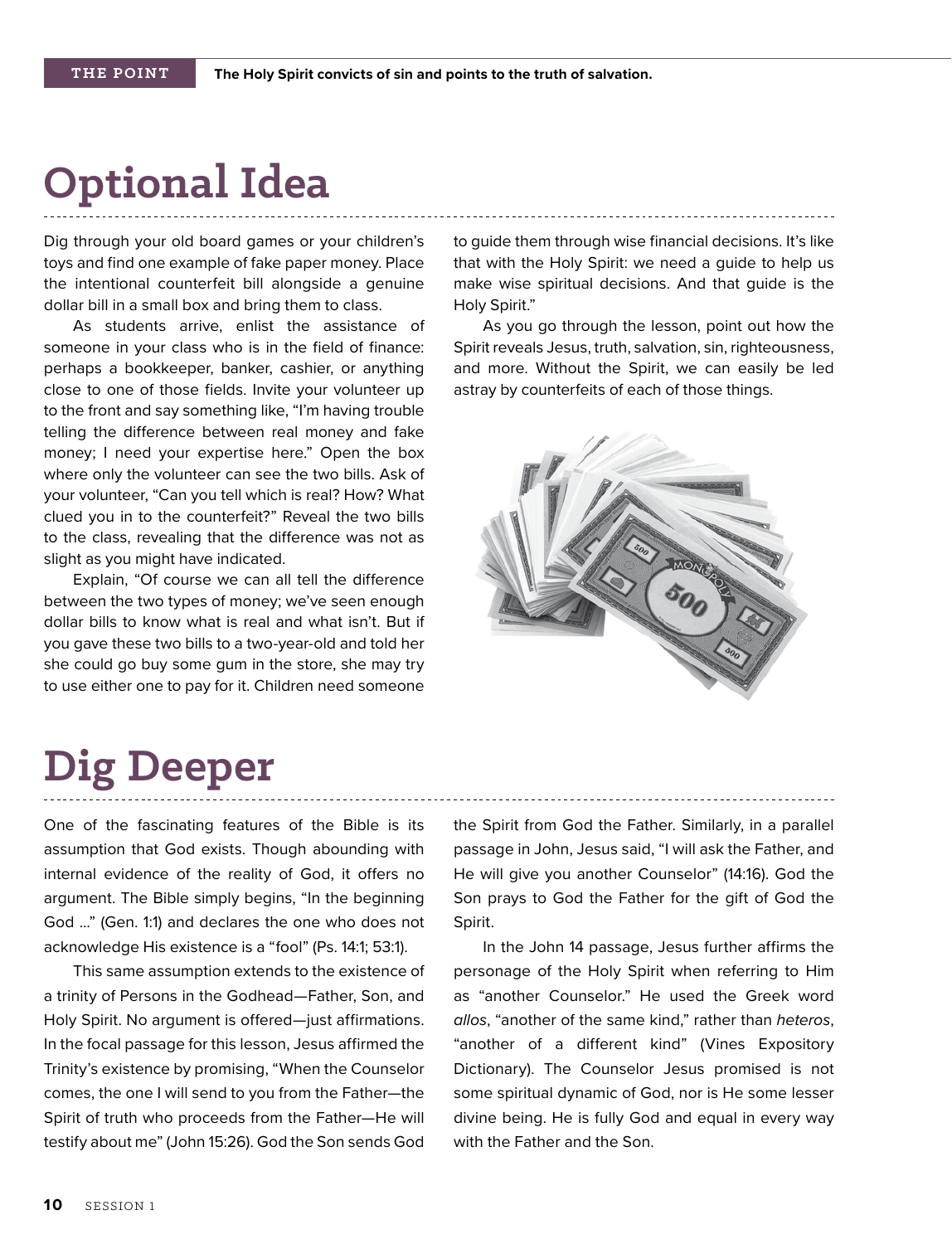**THE POINT** **The Holy Spirit convicts of sin and points to the truth of salvation.**

# Optional Idea

Dig through your old board games or your children's toys and find one example of fake paper money. Place the intentional counterfeit bill alongside a genuine dollar bill in a small box and bring them to class.

As students arrive, enlist the assistance of someone in your class who is in the field of finance: perhaps a bookkeeper, banker, cashier, or anything close to one of those fields. Invite your volunteer up to the front and say something like, "I'm having trouble telling the difference between real money and fake money; I need your expertise here." Open the box where only the volunteer can see the two bills. Ask of your volunteer, "Can you tell which is real? How? What clued you in to the counterfeit?" Reveal the two bills to the class, revealing that the difference was not as slight as you might have indicated.

Explain, "Of course we can all tell the difference between the two types of money; we've seen enough dollar bills to know what is real and what isn't. But if you gave these two bills to a two-year-old and told her she could go buy some gum in the store, she may try to use either one to pay for it. Children need someone to guide them through wise financial decisions. It's like that with the Holy Spirit: we need a guide to help us make wise spiritual decisions. And that guide is the Holy Spirit."

As you go through the lesson, point out how the Spirit reveals Jesus, truth, salvation, sin, righteousness, and more. Without the Spirit, we can easily be led astray by counterfeits of each of those things.

# Dig Deeper

One of the fascinating features of the Bible is its assumption that God exists. Though abounding with internal evidence of the reality of God, it offers no argument. The Bible simply begins, "In the beginning God ..." (Gen. 1:1) and declares the one who does not acknowledge His existence is a "fool" (Ps. 14:1; 53:1).

This same assumption extends to the existence of a trinity of Persons in the Godhead—Father, Son, and Holy Spirit. No argument is offered—just affirmations. In the focal passage for this lesson, Jesus affirmed the Trinity's existence by promising, "When the Counselor comes, the one I will send to you from the Father—the Spirit of truth who proceeds from the Father—He will testify about me" (John 15:26). God the Son sends God the Spirit from God the Father. Similarly, in a parallel passage in John, Jesus said, "I will ask the Father, and He will give you another Counselor" (14:16). God the Son prays to God the Father for the gift of God the Spirit.

In the John 14 passage, Jesus further affirms the personage of the Holy Spirit when referring to Him as "another Counselor." He used the Greek word *allos*, "another of the same kind," rather than *heteros*, "another of a different kind" (Vines Expository Dictionary). The Counselor Jesus promised is not some spiritual dynamic of God, nor is He some lesser divine being. He is fully God and equal in every way with the Father and the Son.